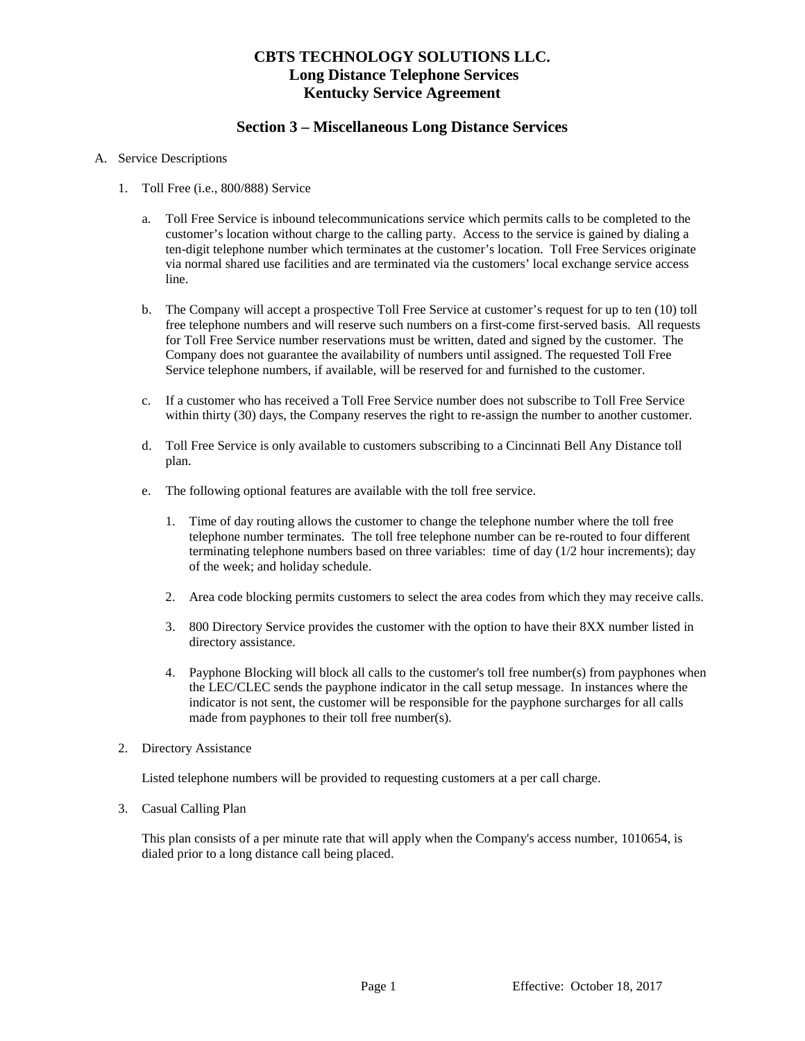# CBTS TECHNOLOGY SOLUTIONS LLC.
# Long Distance Telephone Services
# Kentucky Service Agreement

## Section 3 – Miscellaneous Long Distance Services

A. Service Descriptions

1. Toll Free (i.e., 800/888) Service

   a. Toll Free Service is inbound telecommunications service which permits calls to be completed to the customer's location without charge to the calling party. Access to the service is gained by dialing a ten-digit telephone number which terminates at the customer's location. Toll Free Services originate via normal shared use facilities and are terminated via the customers' local exchange service access line.

   b. The Company will accept a prospective Toll Free Service at customer's request for up to ten (10) toll free telephone numbers and will reserve such numbers on a first-come first-served basis. All requests for Toll Free Service number reservations must be written, dated and signed by the customer. The Company does not guarantee the availability of numbers until assigned. The requested Toll Free Service telephone numbers, if available, will be reserved for and furnished to the customer.

   c. If a customer who has received a Toll Free Service number does not subscribe to Toll Free Service within thirty (30) days, the Company reserves the right to re-assign the number to another customer.

   d. Toll Free Service is only available to customers subscribing to a Cincinnati Bell Any Distance toll plan.

   e. The following optional features are available with the toll free service.

      1. Time of day routing allows the customer to change the telephone number where the toll free telephone number terminates. The toll free telephone number can be re-routed to four different terminating telephone numbers based on three variables: time of day (1/2 hour increments); day of the week; and holiday schedule.

      2. Area code blocking permits customers to select the area codes from which they may receive calls.

      3. 800 Directory Service provides the customer with the option to have their 8XX number listed in directory assistance.

      4. Payphone Blocking will block all calls to the customer's toll free number(s) from payphones when the LEC/CLEC sends the payphone indicator in the call setup message. In instances where the indicator is not sent, the customer will be responsible for the payphone surcharges for all calls made from payphones to their toll free number(s).

2. Directory Assistance

   Listed telephone numbers will be provided to requesting customers at a per call charge.

3. Casual Calling Plan

   This plan consists of a per minute rate that will apply when the Company's access number, 1010654, is dialed prior to a long distance call being placed.

Effective: October 18, 2017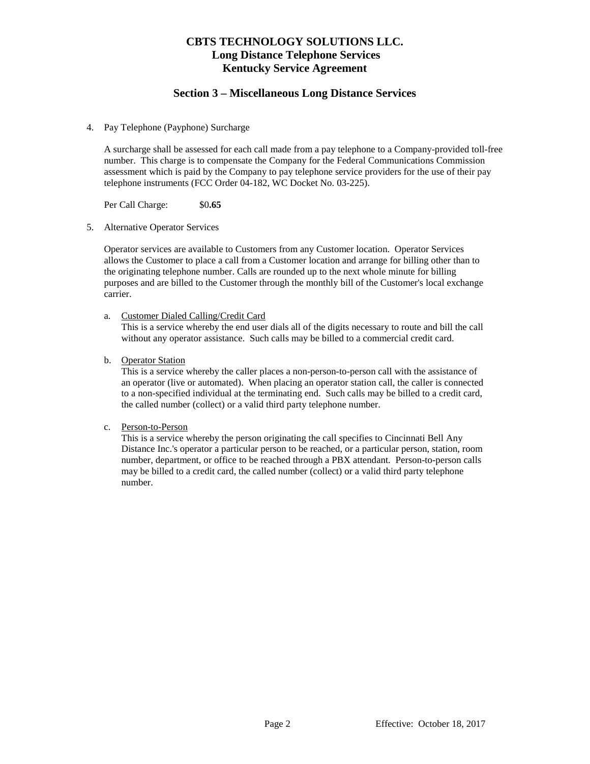# CBTS TECHNOLOGY SOLUTIONS LLC.
# Long Distance Telephone Services
# Kentucky Service Agreement

## Section 3 – Miscellaneous Long Distance Services

4. Pay Telephone (Payphone) Surcharge

   A surcharge shall be assessed for each call made from a pay telephone to a Company-provided toll-free number. This charge is to compensate the Company for the Federal Communications Commission assessment which is paid by the Company to pay telephone service providers for the use of their pay telephone instruments (FCC Order 04-182, WC Docket No. 03-225).

   Per Call Charge: $0**.65**

5. Alternative Operator Services

   Operator services are available to Customers from any Customer location. Operator Services allows the Customer to place a call from a Customer location and arrange for billing other than to the originating telephone number. Calls are rounded up to the next whole minute for billing purposes and are billed to the Customer through the monthly bill of the Customer's local exchange carrier.

   a. <u>Customer Dialed Calling/Credit Card</u>
      This is a service whereby the end user dials all of the digits necessary to route and bill the call without any operator assistance. Such calls may be billed to a commercial credit card.

   b. <u>Operator Station</u>
      This is a service whereby the caller places a non-person-to-person call with the assistance of an operator (live or automated). When placing an operator station call, the caller is connected to a non-specified individual at the terminating end. Such calls may be billed to a credit card, the called number (collect) or a valid third party telephone number.

   c. <u>Person-to-Person</u>
      This is a service whereby the person originating the call specifies to Cincinnati Bell Any Distance Inc.'s operator a particular person to be reached, or a particular person, station, room number, department, or office to be reached through a PBX attendant. Person-to-person calls may be billed to a credit card, the called number (collect) or a valid third party telephone number.

Effective: October 18, 2017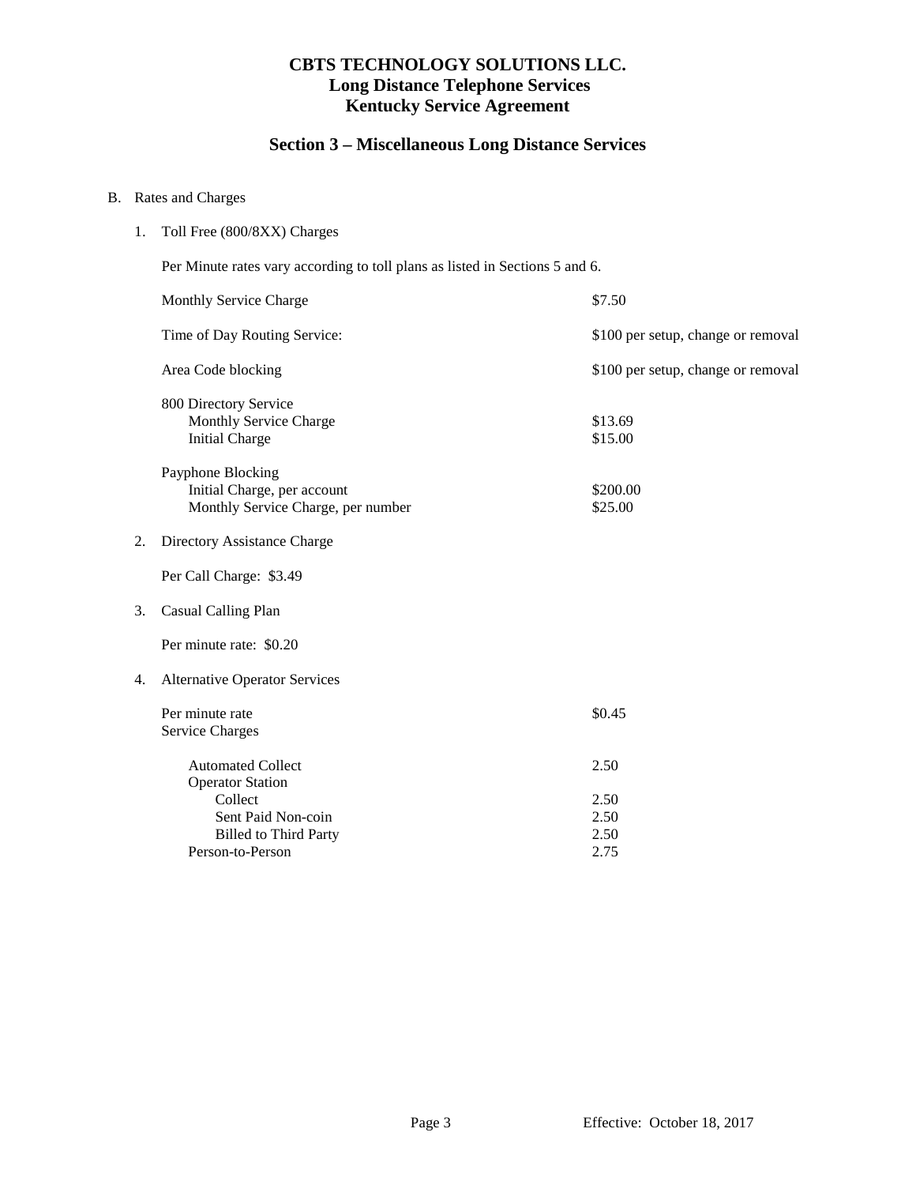# CBTS TECHNOLOGY SOLUTIONS LLC.
## Long Distance Telephone Services
## Kentucky Service Agreement

## Section 3 – Miscellaneous Long Distance Services

B. Rates and Charges

1. Toll Free (800/8XX) Charges

   Per Minute rates vary according to toll plans as listed in Sections 5 and 6.

| | |
|---|---|
| Monthly Service Charge | $7.50 |
| Time of Day Routing Service: | $100 per setup, change or removal |
| Area Code blocking | $100 per setup, change or removal |
| 800 Directory Service | |
| Monthly Service Charge | $13.69 |
| Initial Charge | $15.00 |
| Payphone Blocking | |
| Initial Charge, per account | $200.00 |
| Monthly Service Charge, per number | $25.00 |

2. Directory Assistance Charge

   Per Call Charge: $3.49

3. Casual Calling Plan

   Per minute rate: $0.20

4. Alternative Operator Services

| | |
|---|---|
| Per minute rate | $0.45 |
| Service Charges | |
| Automated Collect | 2.50 |
| Operator Station | |
| Collect | 2.50 |
| Sent Paid Non-coin | 2.50 |
| Billed to Third Party | 2.50 |
| Person-to-Person | 2.75 |

Effective: October 18, 2017